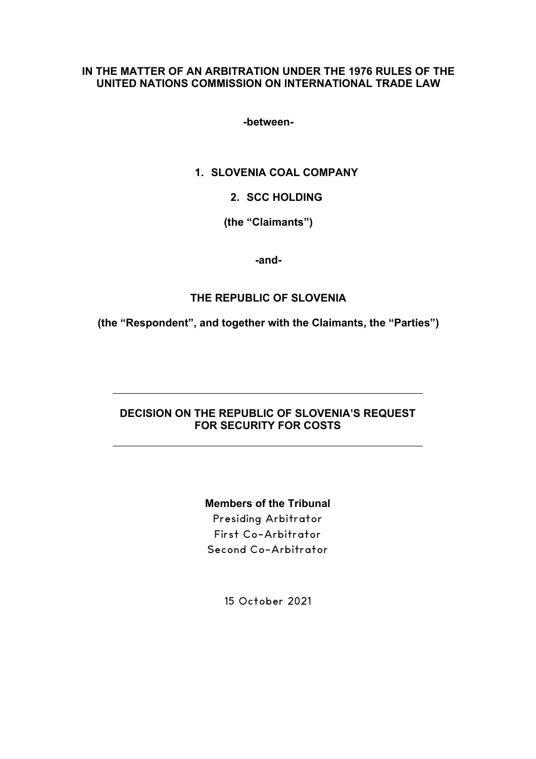**IN THE MATTER OF AN ARBITRATION UNDER THE 1976 RULES OF THE UNITED NATIONS COMMISSION ON INTERNATIONAL TRADE LAW**

**-between-**

**1. SLOVENIA COAL COMPANY**

**2. SCC HOLDING**

**(the "Claimants")**

**-and-**

**THE REPUBLIC OF SLOVENIA**

**(the "Respondent", and together with the Claimants, the "Parties")**

---

**DECISION ON THE REPUBLIC OF SLOVENIA'S REQUEST FOR SECURITY FOR COSTS**

---

**Members of the Tribunal**

Presiding Arbitrator

First Co-Arbitrator

Second Co-Arbitrator

15 October 2021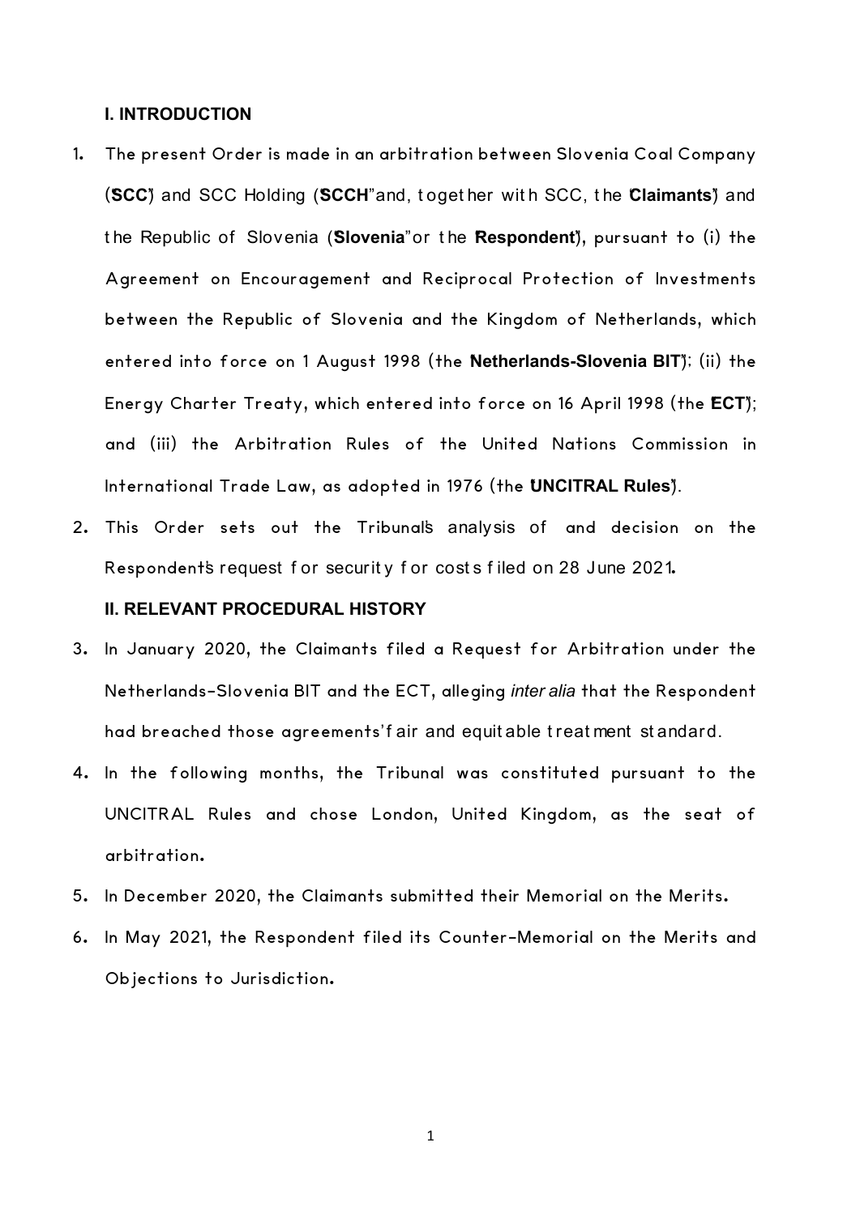## I. INTRODUCTION

1. The present Order is made in an arbitration between Slovenia Coal Company ("**SCC**") and SCC Holding ("**SCCH**" and, together with SCC, the "**Claimants**") and the Republic of Slovenia ("**Slovenia**" or the "**Respondent**"), pursuant to (i) the Agreement on Encouragement and Reciprocal Protection of Investments between the Republic of Slovenia and the Kingdom of Netherlands, which entered into force on 1 August 1998 (the "**Netherlands-Slovenia BIT**"); (ii) the Energy Charter Treaty, which entered into force on 16 April 1998 (the "**ECT**"); and (iii) the Arbitration Rules of the United Nations Commission in International Trade Law, as adopted in 1976 (the "**UNCITRAL Rules**").

2. This Order sets out the Tribunal's analysis of and decision on the Respondent's request for security for costs filed on 28 June 2021.

## II. RELEVANT PROCEDURAL HISTORY

3. In January 2020, the Claimants filed a Request for Arbitration under the Netherlands-Slovenia BIT and the ECT, alleging *inter alia* that the Respondent had breached those agreements' fair and equitable treatment standard.

4. In the following months, the Tribunal was constituted pursuant to the UNCITRAL Rules and chose London, United Kingdom, as the seat of arbitration.

5. In December 2020, the Claimants submitted their Memorial on the Merits.

6. In May 2021, the Respondent filed its Counter-Memorial on the Merits and Objections to Jurisdiction.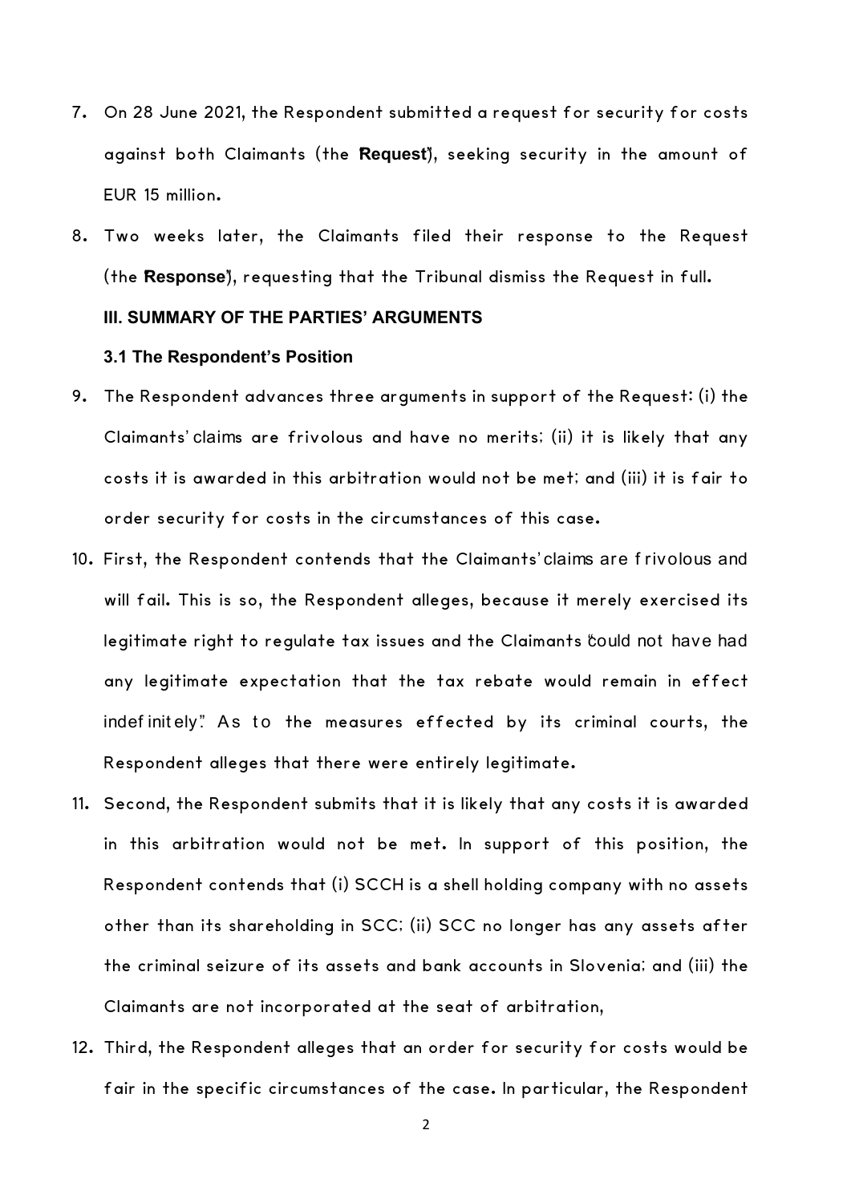7. On 28 June 2021, the Respondent submitted a request for security for costs against both Claimants (the "**Request**"), seeking security in the amount of EUR 15 million.

8. Two weeks later, the Claimants filed their response to the Request (the "**Response**"), requesting that the Tribunal dismiss the Request in full.

## III. SUMMARY OF THE PARTIES' ARGUMENTS

### 3.1 The Respondent's Position

9. The Respondent advances three arguments in support of the Request: (i) the Claimants' claims are frivolous and have no merits; (ii) it is likely that any costs it is awarded in this arbitration would not be met; and (iii) it is fair to order security for costs in the circumstances of this case.

10. First, the Respondent contends that the Claimants' claims are frivolous and will fail. This is so, the Respondent alleges, because it merely exercised its legitimate right to regulate tax issues and the Claimants "could not have had any legitimate expectation that the tax rebate would remain in effect indefinitely". As to the measures effected by its criminal courts, the Respondent alleges that there were entirely legitimate.

11. Second, the Respondent submits that it is likely that any costs it is awarded in this arbitration would not be met. In support of this position, the Respondent contends that (i) SCCH is a shell holding company with no assets other than its shareholding in SCC; (ii) SCC no longer has any assets after the criminal seizure of its assets and bank accounts in Slovenia; and (iii) the Claimants are not incorporated at the seat of arbitration,

12. Third, the Respondent alleges that an order for security for costs would be fair in the specific circumstances of the case. In particular, the Respondent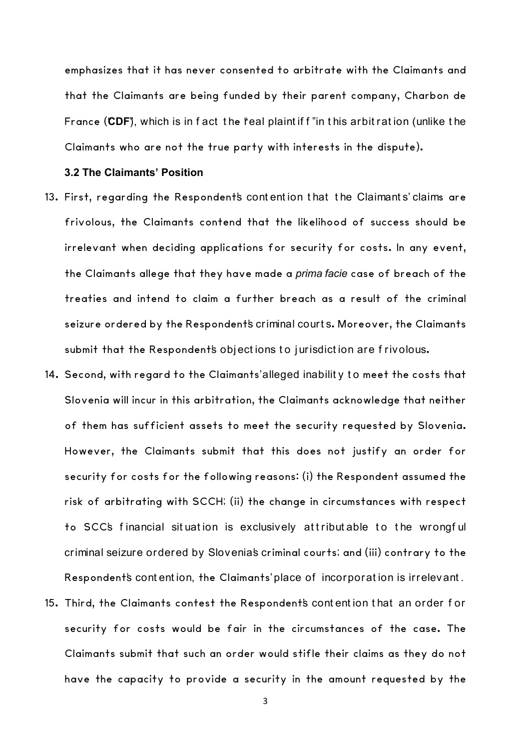emphasizes that it has never consented to arbitrate with the Claimants and that the Claimants are being funded by their parent company, Charbon de France ("**CDF**"), which is in fact the "real plaintiff" in this arbitration (unlike the Claimants who are not the true party with interests in the dispute).

### 3.2 The Claimants' Position

13. First, regarding the Respondent's contention that the Claimants' claims are frivolous, the Claimants contend that the likelihood of success should be irrelevant when deciding applications for security for costs. In any event, the Claimants allege that they have made a *prima facie* case of breach of the treaties and intend to claim a further breach as a result of the criminal seizure ordered by the Respondent's criminal courts. Moreover, the Claimants submit that the Respondent's objections to jurisdiction are frivolous.

14. Second, with regard to the Claimants' alleged inability to meet the costs that Slovenia will incur in this arbitration, the Claimants acknowledge that neither of them has sufficient assets to meet the security requested by Slovenia. However, the Claimants submit that this does not justify an order for security for costs for the following reasons: (i) the Respondent assumed the risk of arbitrating with SCCH; (ii) the change in circumstances with respect to SCC's financial situation is exclusively attributable to the wrongful criminal seizure ordered by Slovenia's criminal courts; and (iii) contrary to the Respondent's contention, the Claimants' place of incorporation is irrelevant.

15. Third, the Claimants contest the Respondent's contention that an order for security for costs would be fair in the circumstances of the case. The Claimants submit that such an order would stifle their claims as they do not have the capacity to provide a security in the amount requested by the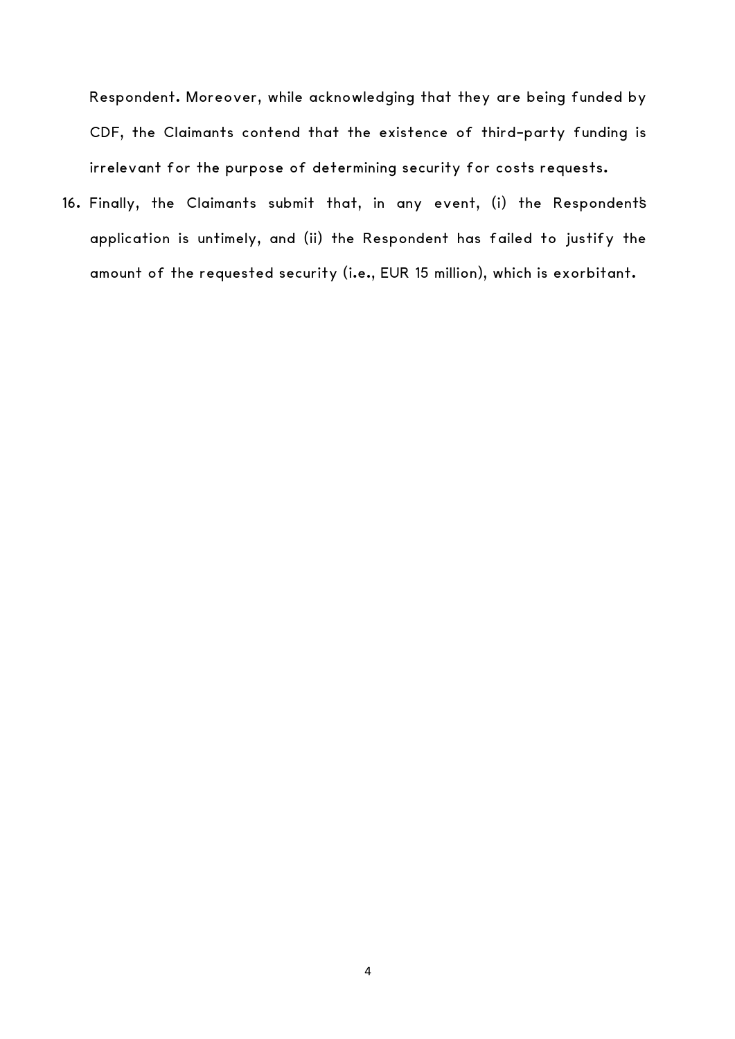Respondent. Moreover, while acknowledging that they are being funded by CDF, the Claimants contend that the existence of third-party funding is irrelevant for the purpose of determining security for costs requests.

16. Finally, the Claimants submit that, in any event, (i) the Respondent's application is untimely, and (ii) the Respondent has failed to justify the amount of the requested security (i.e., EUR 15 million), which is exorbitant.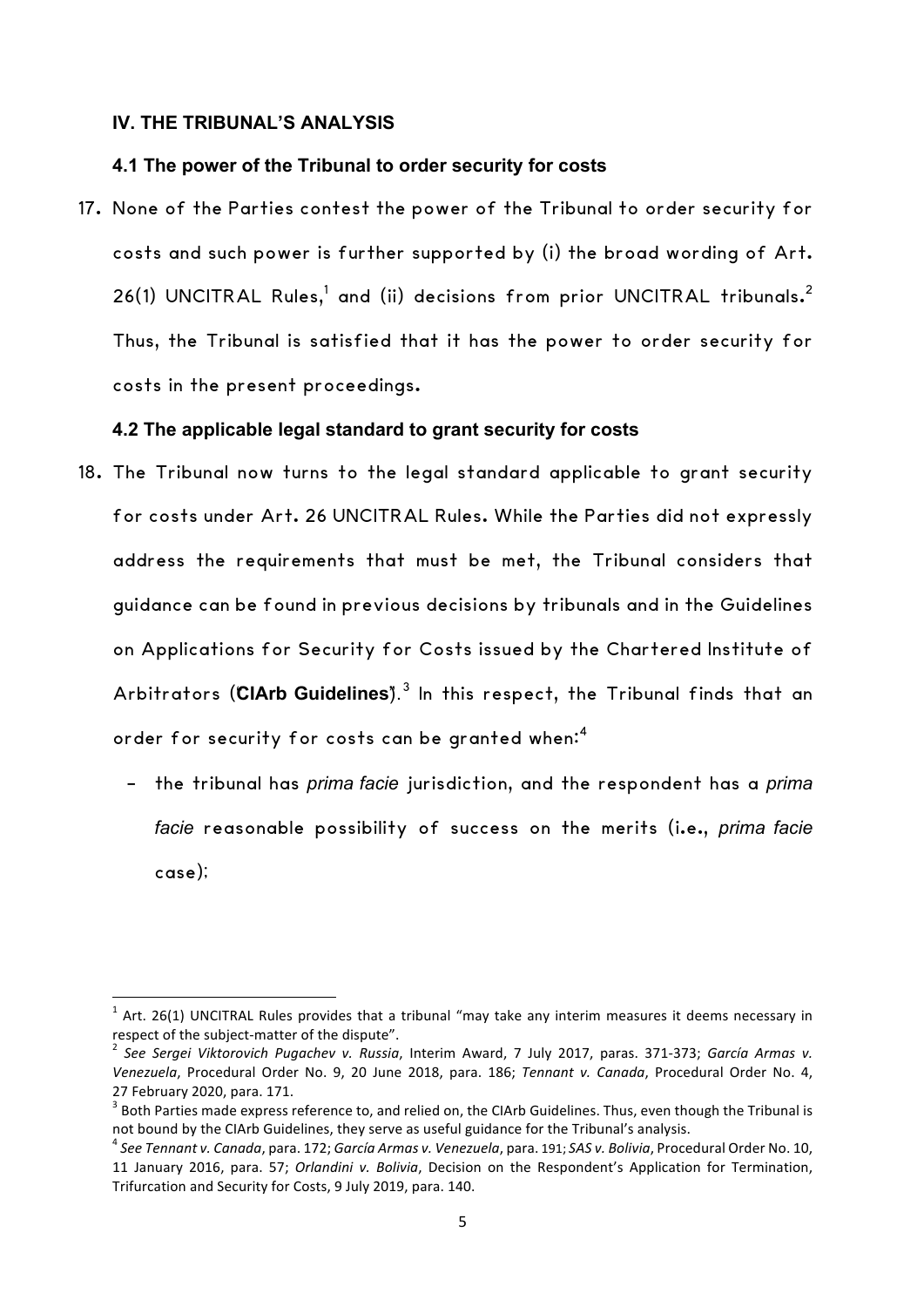## IV. THE TRIBUNAL'S ANALYSIS

### 4.1 The power of the Tribunal to order security for costs

17. None of the Parties contest the power of the Tribunal to order security for costs and such power is further supported by (i) the broad wording of Art. 26(1) UNCITRAL Rules,[1] and (ii) decisions from prior UNCITRAL tribunals.[2] Thus, the Tribunal is satisfied that it has the power to order security for costs in the present proceedings.

### 4.2 The applicable legal standard to grant security for costs

18. The Tribunal now turns to the legal standard applicable to grant security for costs under Art. 26 UNCITRAL Rules. While the Parties did not expressly address the requirements that must be met, the Tribunal considers that guidance can be found in previous decisions by tribunals and in the Guidelines on Applications for Security for Costs issued by the Chartered Institute of Arbitrators (**CIArb Guidelines**).[3] In this respect, the Tribunal finds that an order for security for costs can be granted when:[4]

    - the tribunal has *prima facie* jurisdiction, and the respondent has a *prima facie* reasonable possibility of success on the merits (i.e., *prima facie* case);

---

[1] Art. 26(1) UNCITRAL Rules provides that a tribunal "may take any interim measures it deems necessary in respect of the subject-matter of the dispute".

[2] *See Sergei Viktorovich Pugachev v. Russia*, Interim Award, 7 July 2017, paras. 371-373; *García Armas v. Venezuela*, Procedural Order No. 9, 20 June 2018, para. 186; *Tennant v. Canada*, Procedural Order No. 4, 27 February 2020, para. 171.

[3] Both Parties made express reference to, and relied on, the CIArb Guidelines. Thus, even though the Tribunal is not bound by the CIArb Guidelines, they serve as useful guidance for the Tribunal's analysis.

[4] *See Tennant v. Canada*, para. 172; *García Armas v. Venezuela*, para. 191; *SAS v. Bolivia*, Procedural Order No. 10, 11 January 2016, para. 57; *Orlandini v. Bolivia*, Decision on the Respondent's Application for Termination, Trifurcation and Security for Costs, 9 July 2019, para. 140.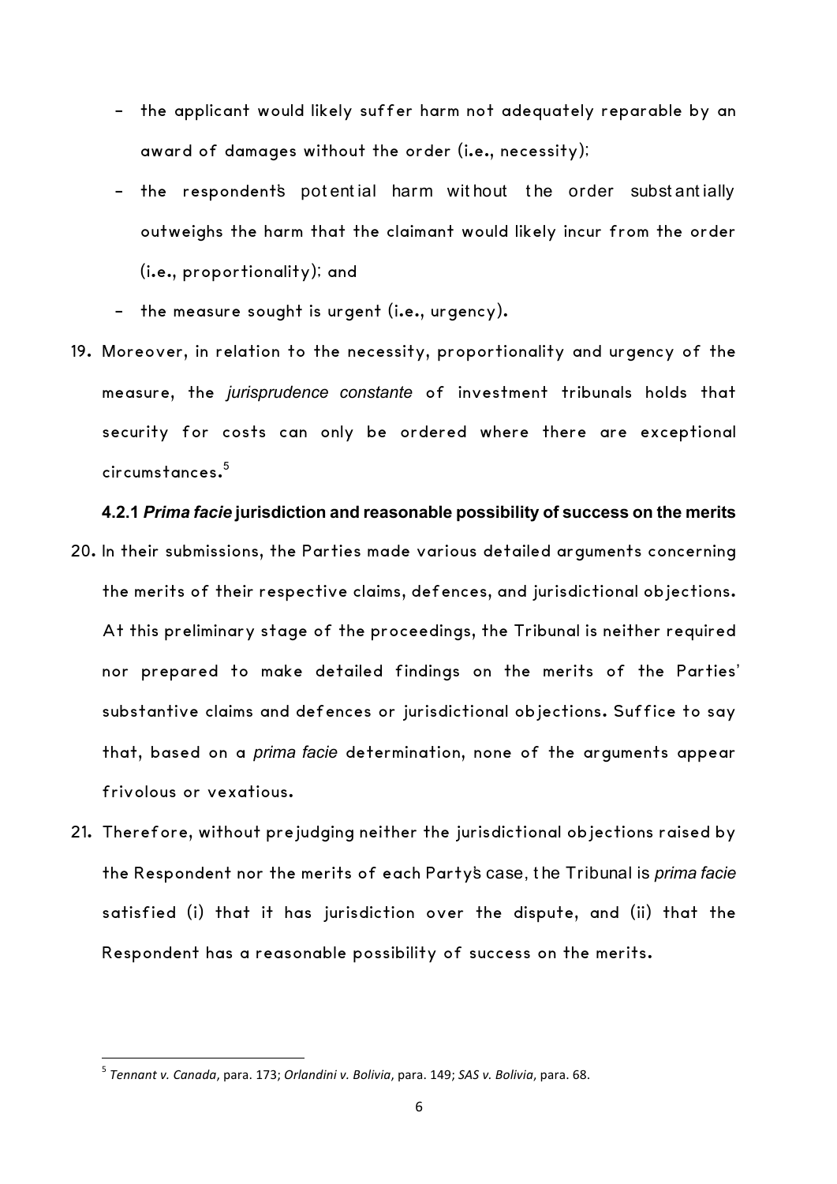- the applicant would likely suffer harm not adequately reparable by an award of damages without the order (i.e., necessity);
- the respondent's potential harm without the order substantially outweighs the harm that the claimant would likely incur from the order (i.e., proportionality); and
- the measure sought is urgent (i.e., urgency).

19. Moreover, in relation to the necessity, proportionality and urgency of the measure, the *jurisprudence constante* of investment tribunals holds that security for costs can only be ordered where there are exceptional circumstances.[5]

#### 4.2.1 *Prima facie* jurisdiction and reasonable possibility of success on the merits

20. In their submissions, the Parties made various detailed arguments concerning the merits of their respective claims, defences, and jurisdictional objections. At this preliminary stage of the proceedings, the Tribunal is neither required nor prepared to make detailed findings on the merits of the Parties' substantive claims and defences or jurisdictional objections. Suffice to say that, based on a *prima facie* determination, none of the arguments appear frivolous or vexatious.

21. Therefore, without prejudging neither the jurisdictional objections raised by the Respondent nor the merits of each Party's case, the Tribunal is *prima facie* satisfied (i) that it has jurisdiction over the dispute, and (ii) that the Respondent has a reasonable possibility of success on the merits.

---

[5] *Tennant v. Canada*, para. 173; *Orlandini v. Bolivia*, para. 149; *SAS v. Bolivia*, para. 68.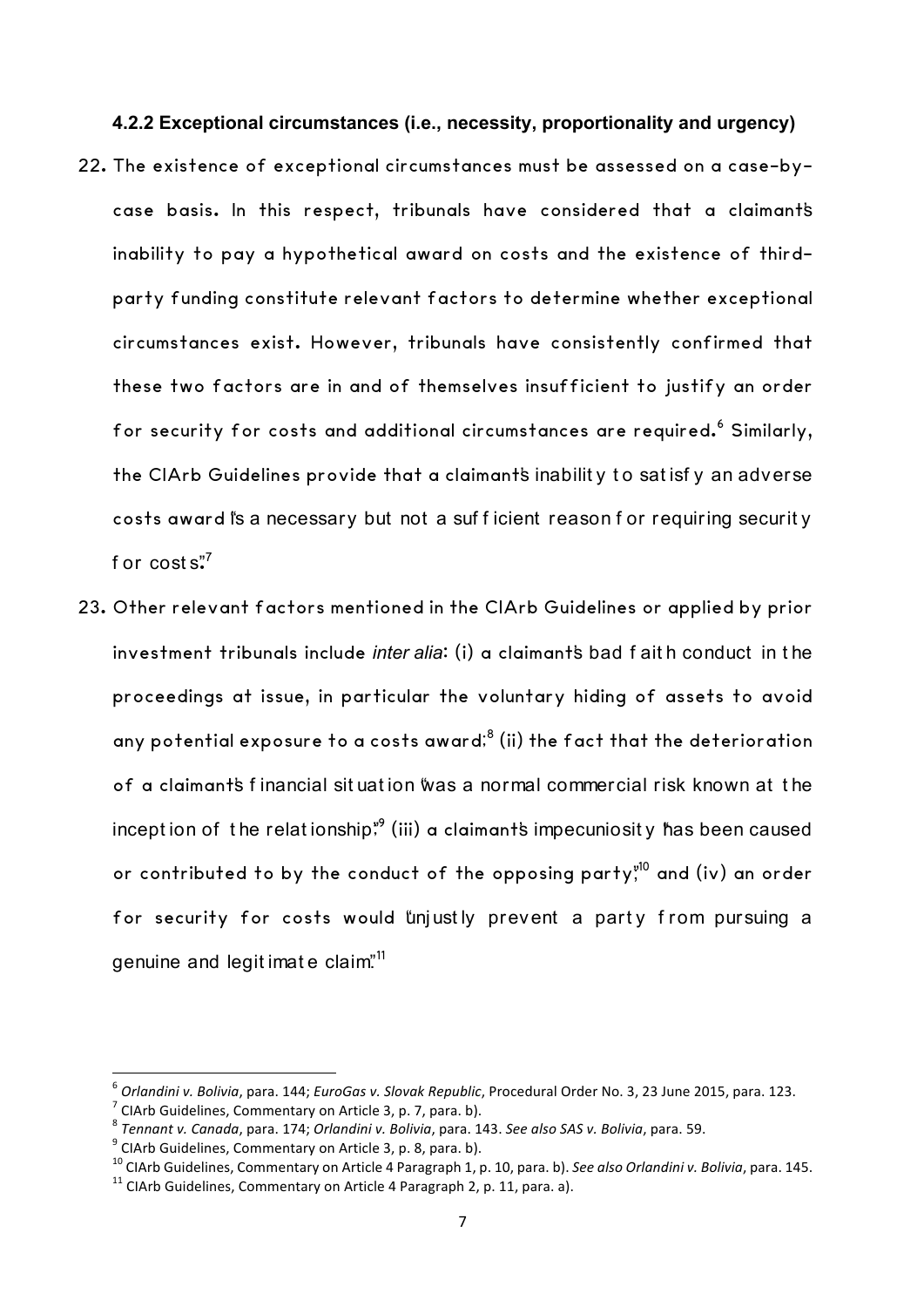#### 4.2.2 Exceptional circumstances (i.e., necessity, proportionality and urgency)

22. The existence of exceptional circumstances must be assessed on a case-by-case basis. In this respect, tribunals have considered that a claimant's inability to pay a hypothetical award on costs and the existence of third-party funding constitute relevant factors to determine whether exceptional circumstances exist. However, tribunals have consistently confirmed that these two factors are in and of themselves insufficient to justify an order for security for costs and additional circumstances are required.[6] Similarly, the CIArb Guidelines provide that a claimant's inability to satisfy an adverse costs award "is a necessary but not a sufficient reason for requiring security for costs."[7]

23. Other relevant factors mentioned in the CIArb Guidelines or applied by prior investment tribunals include *inter alia*: (i) a claimant's bad faith conduct in the proceedings at issue, in particular the voluntary hiding of assets to avoid any potential exposure to a costs award;[8] (ii) the fact that the deterioration of a claimant's financial situation "was a normal commercial risk known at the inception of the relationship;"[9] (iii) a claimant's impecuniosity "has been caused or contributed to by the conduct of the opposing party;"[10] and (iv) an order for security for costs would "unjustly prevent a party from pursuing a genuine and legitimate claim."[11]

---

[6] *Orlandini v. Bolivia*, para. 144; *EuroGas v. Slovak Republic*, Procedural Order No. 3, 23 June 2015, para. 123.

[7] CIArb Guidelines, Commentary on Article 3, p. 7, para. b).

[8] *Tennant v. Canada*, para. 174; *Orlandini v. Bolivia*, para. 143. *See also SAS v. Bolivia*, para. 59.

[9] CIArb Guidelines, Commentary on Article 3, p. 8, para. b).

[10] CIArb Guidelines, Commentary on Article 4 Paragraph 1, p. 10, para. b). *See also Orlandini v. Bolivia*, para. 145.

[11] CIArb Guidelines, Commentary on Article 4 Paragraph 2, p. 11, para. a).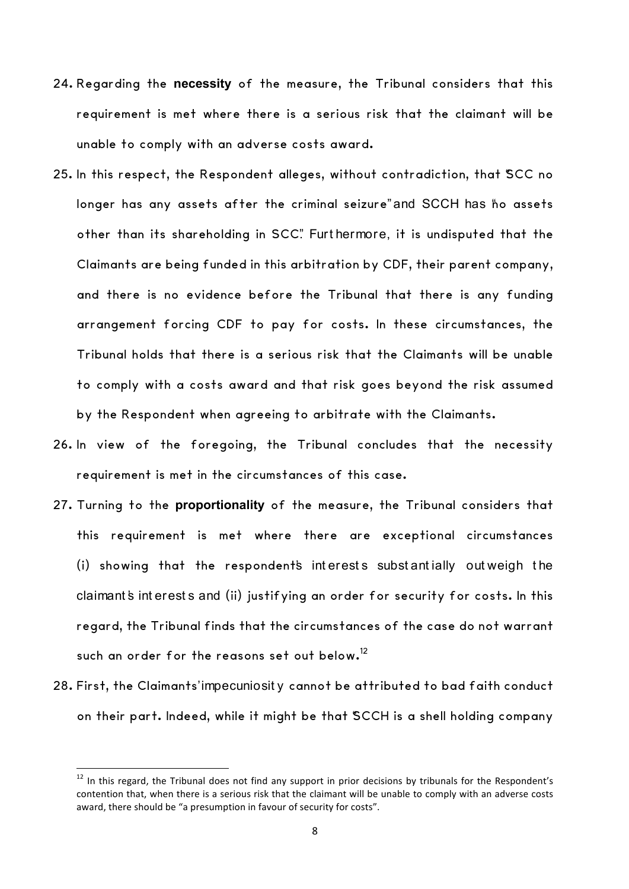24. Regarding the **necessity** of the measure, the Tribunal considers that this requirement is met where there is a serious risk that the claimant will be unable to comply with an adverse costs award.

25. In this respect, the Respondent alleges, without contradiction, that "SCC no longer has any assets after the criminal seizure" and SCCH has "no assets other than its shareholding in SCC". Furthermore, it is undisputed that the Claimants are being funded in this arbitration by CDF, their parent company, and there is no evidence before the Tribunal that there is any funding arrangement forcing CDF to pay for costs. In these circumstances, the Tribunal holds that there is a serious risk that the Claimants will be unable to comply with a costs award and that risk goes beyond the risk assumed by the Respondent when agreeing to arbitrate with the Claimants.

26. In view of the foregoing, the Tribunal concludes that the necessity requirement is met in the circumstances of this case.

27. Turning to the **proportionality** of the measure, the Tribunal considers that this requirement is met where there are exceptional circumstances (i) showing that the respondent's interests substantially outweigh the claimant's interests and (ii) justifying an order for security for costs. In this regard, the Tribunal finds that the circumstances of the case do not warrant such an order for the reasons set out below.[12]

28. First, the Claimants' impecuniosity cannot be attributed to bad faith conduct on their part. Indeed, while it might be that "SCCH is a shell holding company

[12] In this regard, the Tribunal does not find any support in prior decisions by tribunals for the Respondent's contention that, when there is a serious risk that the claimant will be unable to comply with an adverse costs award, there should be "a presumption in favour of security for costs".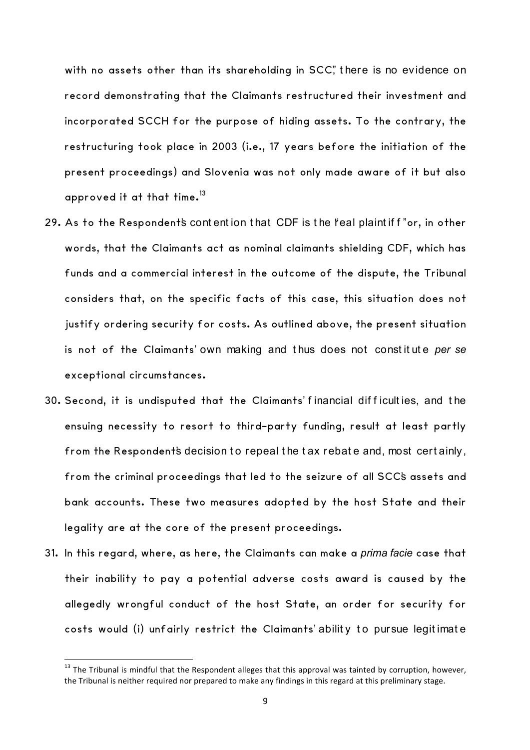with no assets other than its shareholding in SCC", there is no evidence on record demonstrating that the Claimants restructured their investment and incorporated SCCH for the purpose of hiding assets. To the contrary, the restructuring took place in 2003 (i.e., 17 years before the initiation of the present proceedings) and Slovenia was not only made aware of it but also approved it at that time.[13]

29. As to the Respondent's contention that CDF is the "real plaintiff" or, in other words, that the Claimants act as nominal claimants shielding CDF, which has funds and a commercial interest in the outcome of the dispute, the Tribunal considers that, on the specific facts of this case, this situation does not justify ordering security for costs. As outlined above, the present situation is not of the Claimants' own making and thus does not constitute *per se* exceptional circumstances.

30. Second, it is undisputed that the Claimants' financial difficulties, and the ensuing necessity to resort to third-party funding, result at least partly from the Respondent's decision to repeal the tax rebate and, most certainly, from the criminal proceedings that led to the seizure of all SCC's assets and bank accounts. These two measures adopted by the host State and their legality are at the core of the present proceedings.

31. In this regard, where, as here, the Claimants can make a *prima facie* case that their inability to pay a potential adverse costs award is caused by the allegedly wrongful conduct of the host State, an order for security for costs would (i) unfairly restrict the Claimants' ability to pursue legitimate

[13] The Tribunal is mindful that the Respondent alleges that this approval was tainted by corruption, however, the Tribunal is neither required nor prepared to make any findings in this regard at this preliminary stage.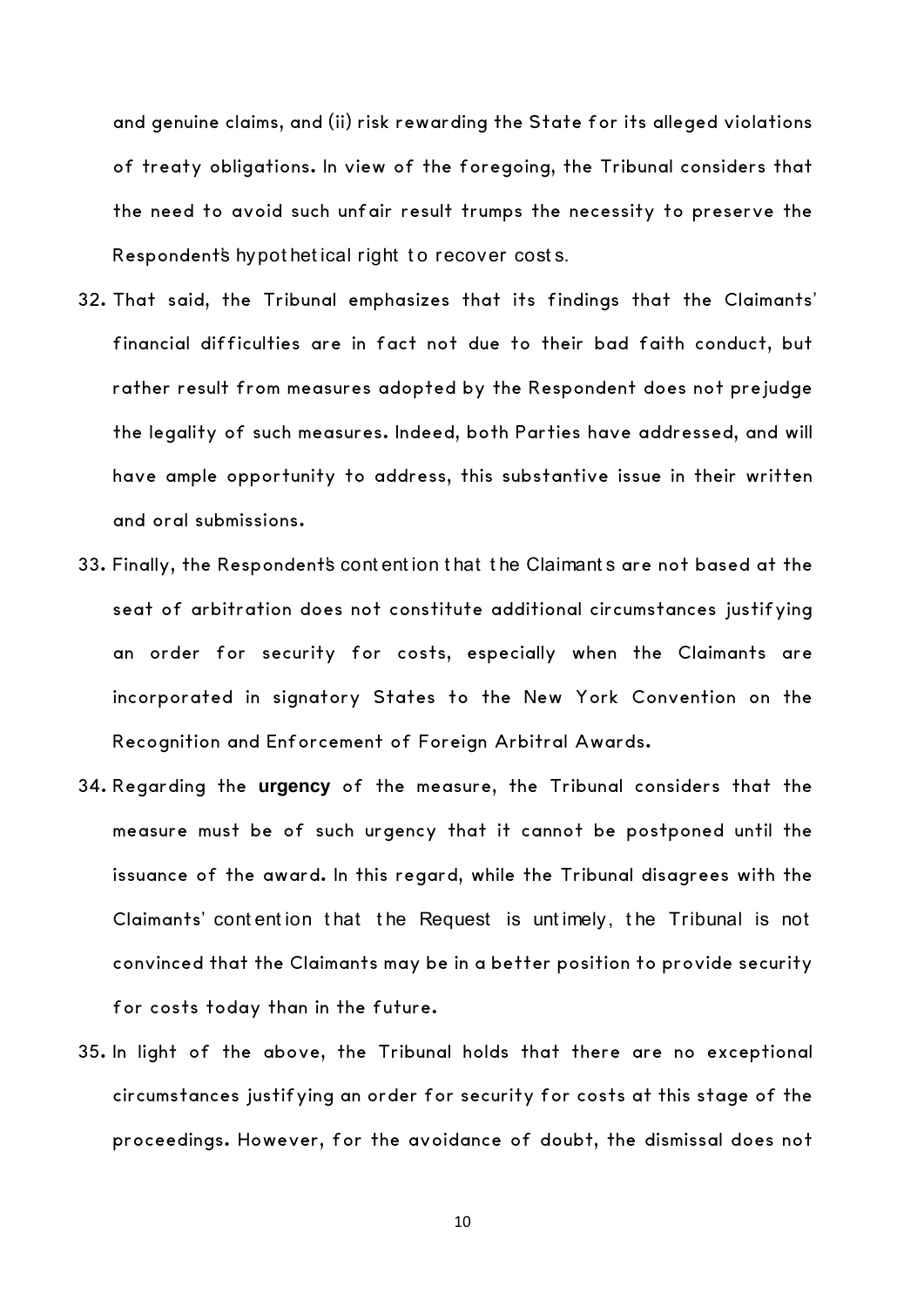and genuine claims, and (ii) risk rewarding the State for its alleged violations of treaty obligations. In view of the foregoing, the Tribunal considers that the need to avoid such unfair result trumps the necessity to preserve the Respondent's hypothetical right to recover costs.

32. That said, the Tribunal emphasizes that its findings that the Claimants' financial difficulties are in fact not due to their bad faith conduct, but rather result from measures adopted by the Respondent does not prejudge the legality of such measures. Indeed, both Parties have addressed, and will have ample opportunity to address, this substantive issue in their written and oral submissions.

33. Finally, the Respondent's contention that the Claimants are not based at the seat of arbitration does not constitute additional circumstances justifying an order for security for costs, especially when the Claimants are incorporated in signatory States to the New York Convention on the Recognition and Enforcement of Foreign Arbitral Awards.

34. Regarding the **urgency** of the measure, the Tribunal considers that the measure must be of such urgency that it cannot be postponed until the issuance of the award. In this regard, while the Tribunal disagrees with the Claimants' contention that the Request is untimely, the Tribunal is not convinced that the Claimants may be in a better position to provide security for costs today than in the future.

35. In light of the above, the Tribunal holds that there are no exceptional circumstances justifying an order for security for costs at this stage of the proceedings. However, for the avoidance of doubt, the dismissal does not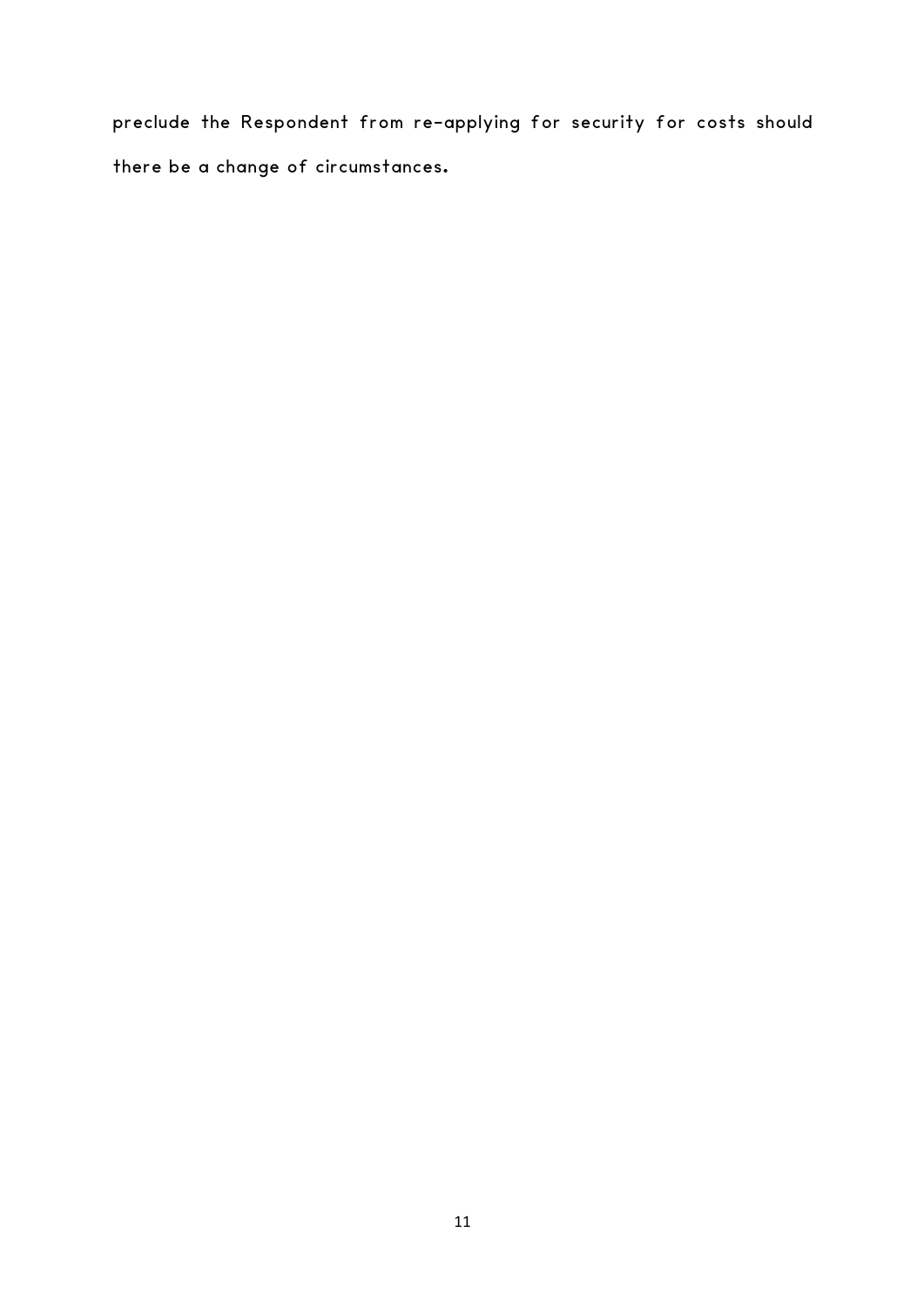preclude the Respondent from re-applying for security for costs should there be a change of circumstances.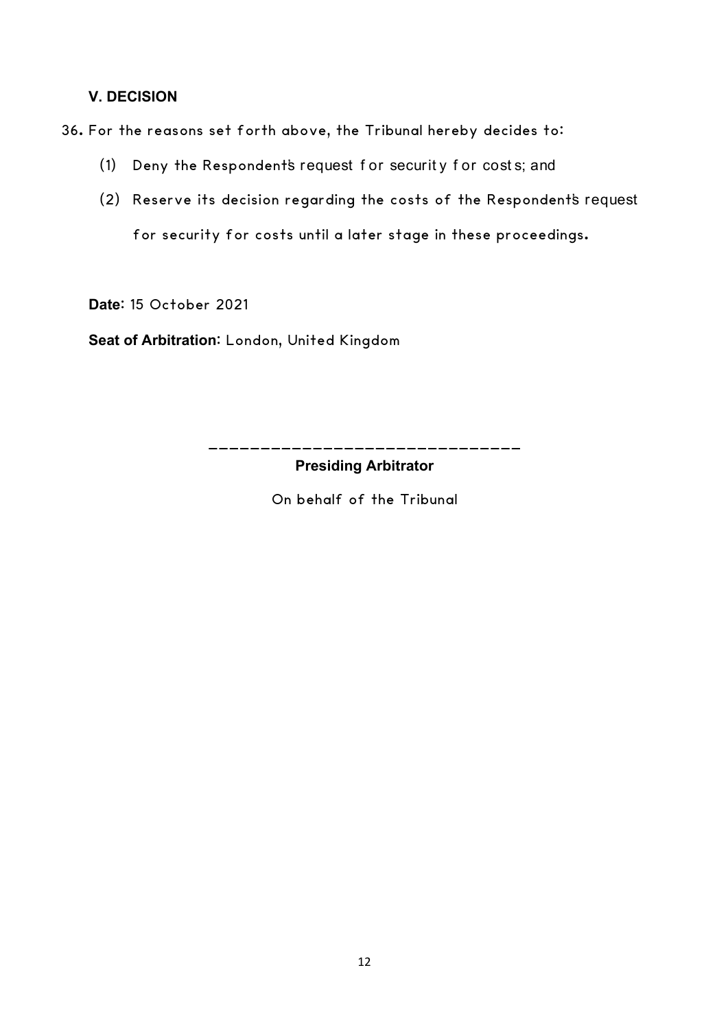## V. DECISION

36. For the reasons set forth above, the Tribunal hereby decides to:

    (1) Deny the Respondent's request for security for costs; and

    (2) Reserve its decision regarding the costs of the Respondent's request for security for costs until a later stage in these proceedings.

**Date**: 15 October 2021

**Seat of Arbitration**: London, United Kingdom

______________________________

**Presiding Arbitrator**

On behalf of the Tribunal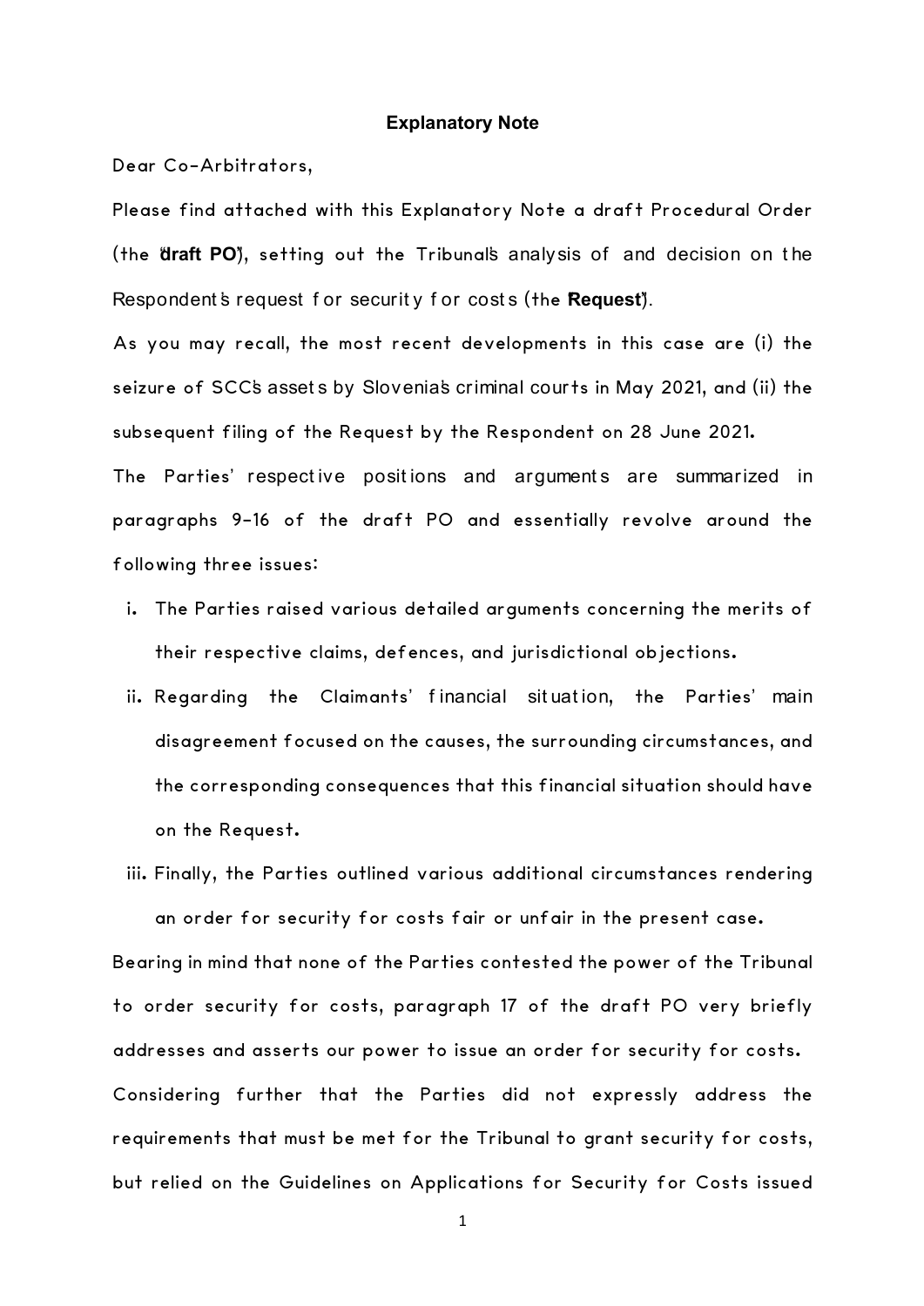**Explanatory Note**

Dear Co-Arbitrators,

Please find attached with this Explanatory Note a draft Procedural Order (the "**draft PO**"), setting out the Tribunal's analysis of and decision on the Respondent's request for security for costs (the "**Request**").

As you may recall, the most recent developments in this case are (i) the seizure of SCC's assets by Slovenia's criminal courts in May 2021, and (ii) the subsequent filing of the Request by the Respondent on 28 June 2021.

The Parties' respective positions and arguments are summarized in paragraphs 9-16 of the draft PO and essentially revolve around the following three issues:

i. The Parties raised various detailed arguments concerning the merits of their respective claims, defences, and jurisdictional objections.

ii. Regarding the Claimants' financial situation, the Parties' main disagreement focused on the causes, the surrounding circumstances, and the corresponding consequences that this financial situation should have on the Request.

iii. Finally, the Parties outlined various additional circumstances rendering an order for security for costs fair or unfair in the present case.

Bearing in mind that none of the Parties contested the power of the Tribunal to order security for costs, paragraph 17 of the draft PO very briefly addresses and asserts our power to issue an order for security for costs.

Considering further that the Parties did not expressly address the requirements that must be met for the Tribunal to grant security for costs, but relied on the Guidelines on Applications for Security for Costs issued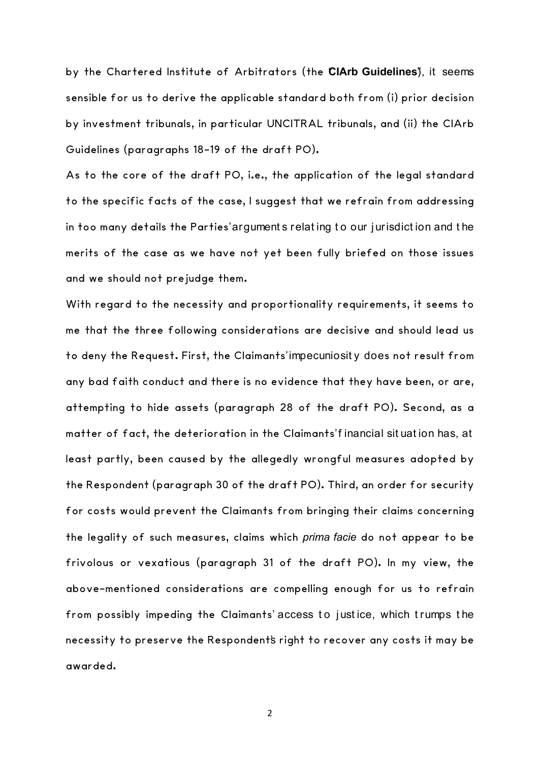by the Chartered Institute of Arbitrators (the "**CIArb Guidelines**"), it seems sensible for us to derive the applicable standard both from (i) prior decision by investment tribunals, in particular UNCITRAL tribunals, and (ii) the CIArb Guidelines (paragraphs 18-19 of the draft PO).

As to the core of the draft PO, i.e., the application of the legal standard to the specific facts of the case, I suggest that we refrain from addressing in too many details the Parties' arguments relating to our jurisdiction and the merits of the case as we have not yet been fully briefed on those issues and we should not prejudge them.

With regard to the necessity and proportionality requirements, it seems to me that the three following considerations are decisive and should lead us to deny the Request. First, the Claimants' impecuniosity does not result from any bad faith conduct and there is no evidence that they have been, or are, attempting to hide assets (paragraph 28 of the draft PO). Second, as a matter of fact, the deterioration in the Claimants' financial situation has, at least partly, been caused by the allegedly wrongful measures adopted by the Respondent (paragraph 30 of the draft PO). Third, an order for security for costs would prevent the Claimants from bringing their claims concerning the legality of such measures, claims which *prima facie* do not appear to be frivolous or vexatious (paragraph 31 of the draft PO). In my view, the above-mentioned considerations are compelling enough for us to refrain from possibly impeding the Claimants' access to justice, which trumps the necessity to preserve the Respondent's right to recover any costs it may be awarded.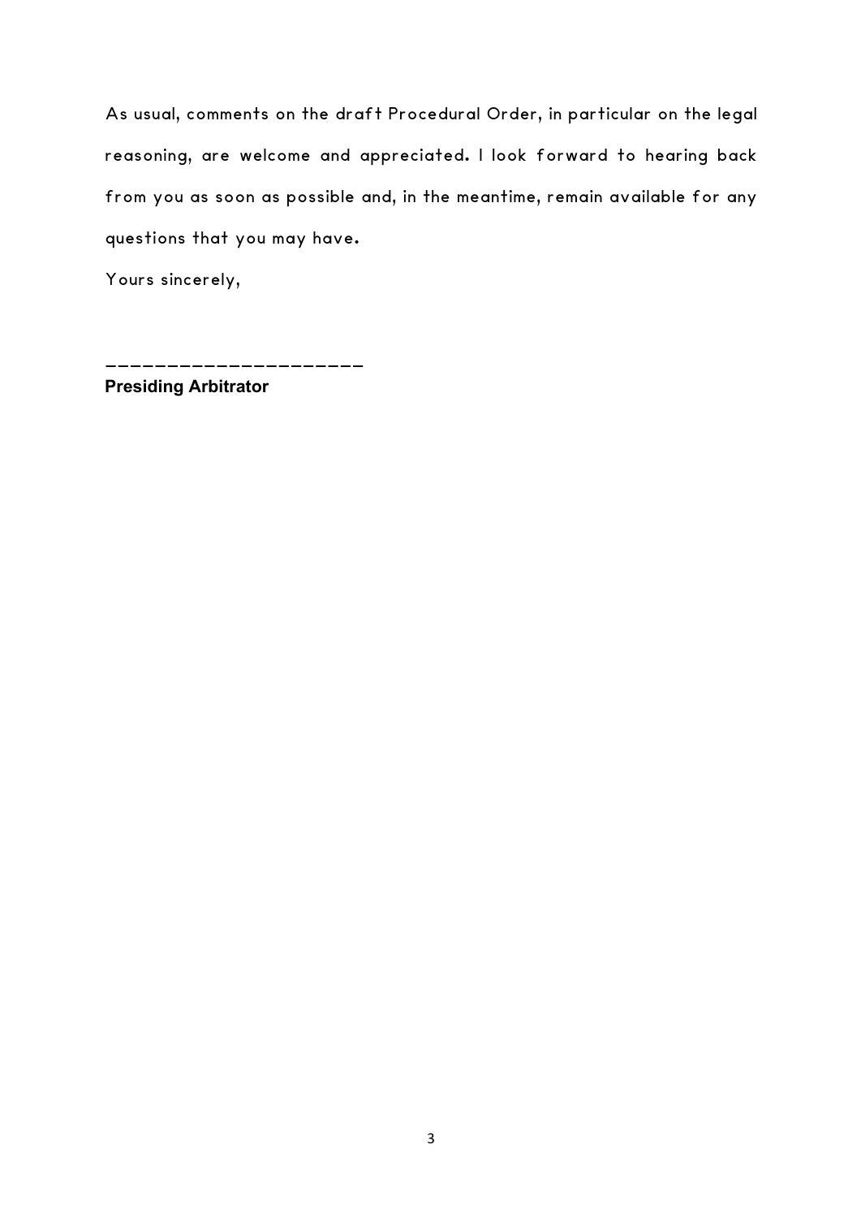As usual, comments on the draft Procedural Order, in particular on the legal reasoning, are welcome and appreciated. I look forward to hearing back from you as soon as possible and, in the meantime, remain available for any questions that you may have.

Yours sincerely,

_____________________

**Presiding Arbitrator**